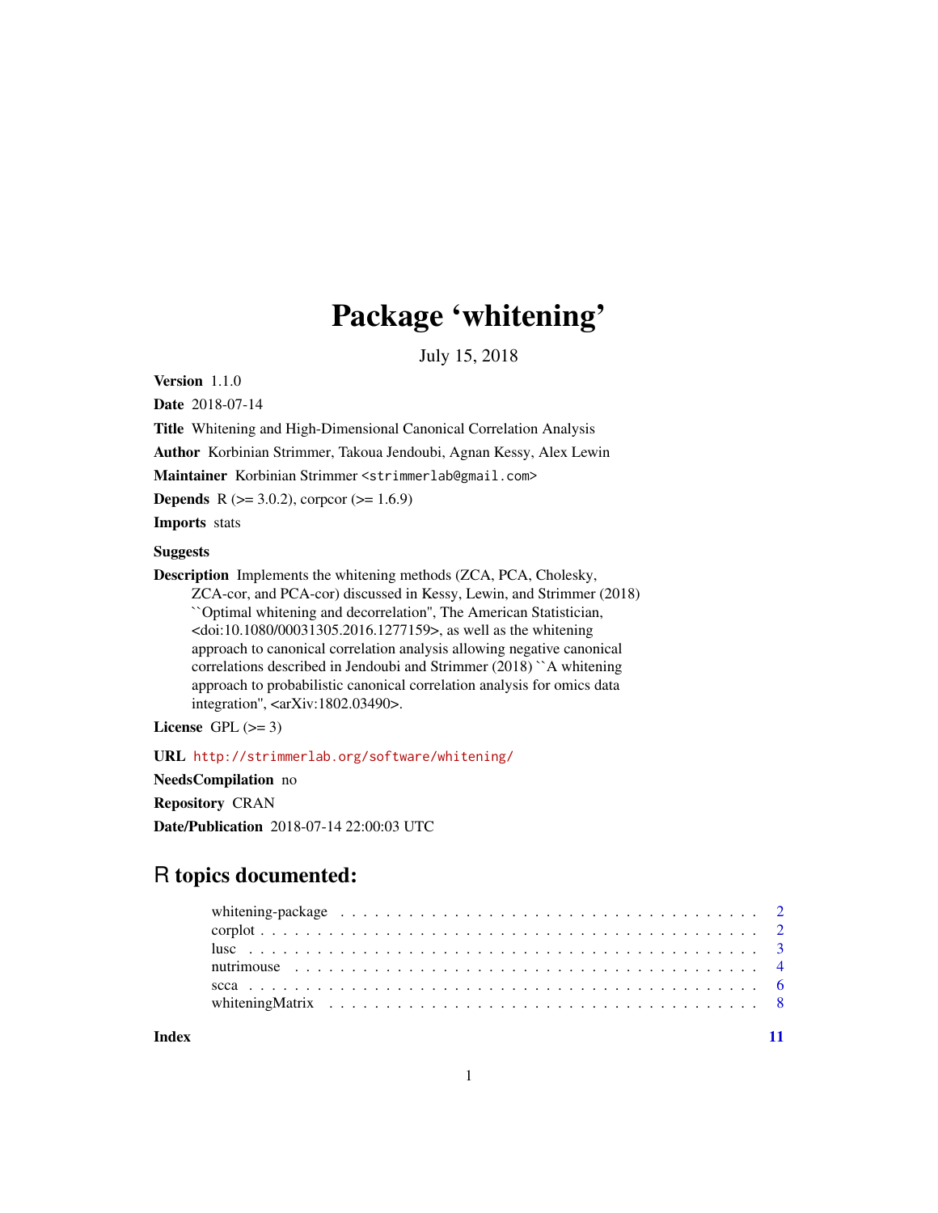# Package 'whitening'

July 15, 2018

**Version** 1.1.0

**Date** 2018-07-14

**Title** Whitening and High-Dimensional Canonical Correlation Analysis

**Author** Korbinian Strimmer, Takoua Jendoubi, Agnan Kessy, Alex Lewin

**Maintainer** Korbinian Strimmer <strimmerlab@gmail.com>

**Depends** R (>= 3.0.2), corpcor (>= 1.6.9)

**Imports** stats

**Suggests**

**Description** Implements the whitening methods (ZCA, PCA, Cholesky, ZCA-cor, and PCA-cor) discussed in Kessy, Lewin, and Strimmer (2018) ``Optimal whitening and decorrelation'', The American Statistician, <doi:10.1080/00031305.2016.1277159>, as well as the whitening approach to canonical correlation analysis allowing negative canonical correlations described in Jendoubi and Strimmer (2018) ``A whitening approach to probabilistic canonical correlation analysis for omics data integration'', <arXiv:1802.03490>.

**License** GPL (>= 3)

**URL** http://strimmerlab.org/software/whitening/

**NeedsCompilation** no

**Repository** CRAN

**Date/Publication** 2018-07-14 22:00:03 UTC

## R topics documented:

| | |
|---|---|
| whitening-package | 2 |
| corplot | 2 |
| lusc | 3 |
| nutrimouse | 4 |
| scca | 6 |
| whiteningMatrix | 8 |
| **Index** | **11** |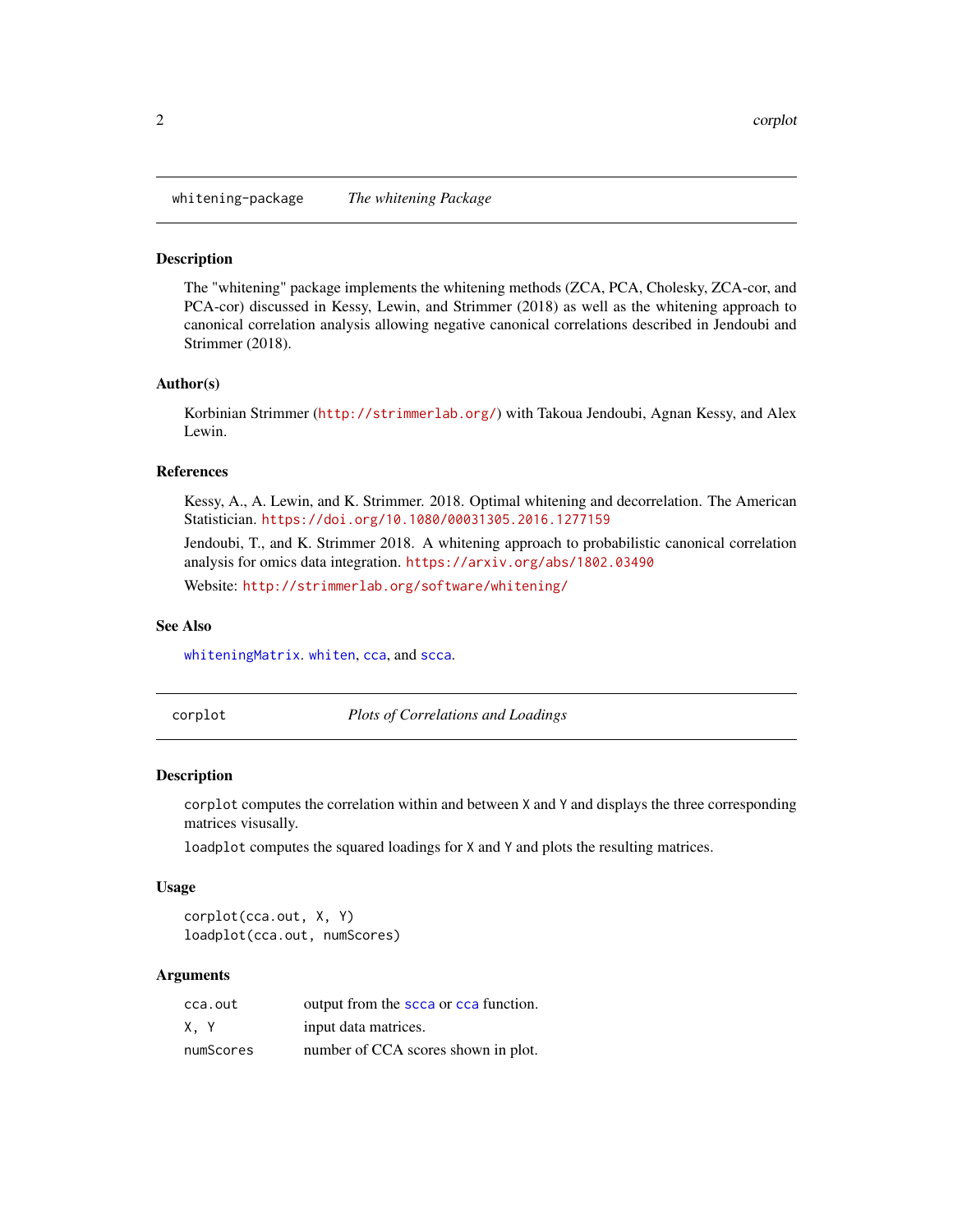## whitening-package *The whitening Package*

### Description

The "whitening" package implements the whitening methods (ZCA, PCA, Cholesky, ZCA-cor, and PCA-cor) discussed in Kessy, Lewin, and Strimmer (2018) as well as the whitening approach to canonical correlation analysis allowing negative canonical correlations described in Jendoubi and Strimmer (2018).

### Author(s)

Korbinian Strimmer (http://strimmerlab.org/) with Takoua Jendoubi, Agnan Kessy, and Alex Lewin.

### References

Kessy, A., A. Lewin, and K. Strimmer. 2018. Optimal whitening and decorrelation. The American Statistician. https://doi.org/10.1080/00031305.2016.1277159

Jendoubi, T., and K. Strimmer 2018. A whitening approach to probabilistic canonical correlation analysis for omics data integration. https://arxiv.org/abs/1802.03490

Website: http://strimmerlab.org/software/whitening/

### See Also

whiteningMatrix. whiten, cca, and scca.

## corplot *Plots of Correlations and Loadings*

### Description

`corplot` computes the correlation within and between `X` and `Y` and displays the three corresponding matrices visually.

`loadplot` computes the squared loadings for `X` and `Y` and plots the resulting matrices.

### Usage

```
corplot(cca.out, X, Y)
loadplot(cca.out, numScores)
```

### Arguments

| | |
|---|---|
| `cca.out` | output from the scca or cca function. |
| `X, Y` | input data matrices. |
| `numScores` | number of CCA scores shown in plot. |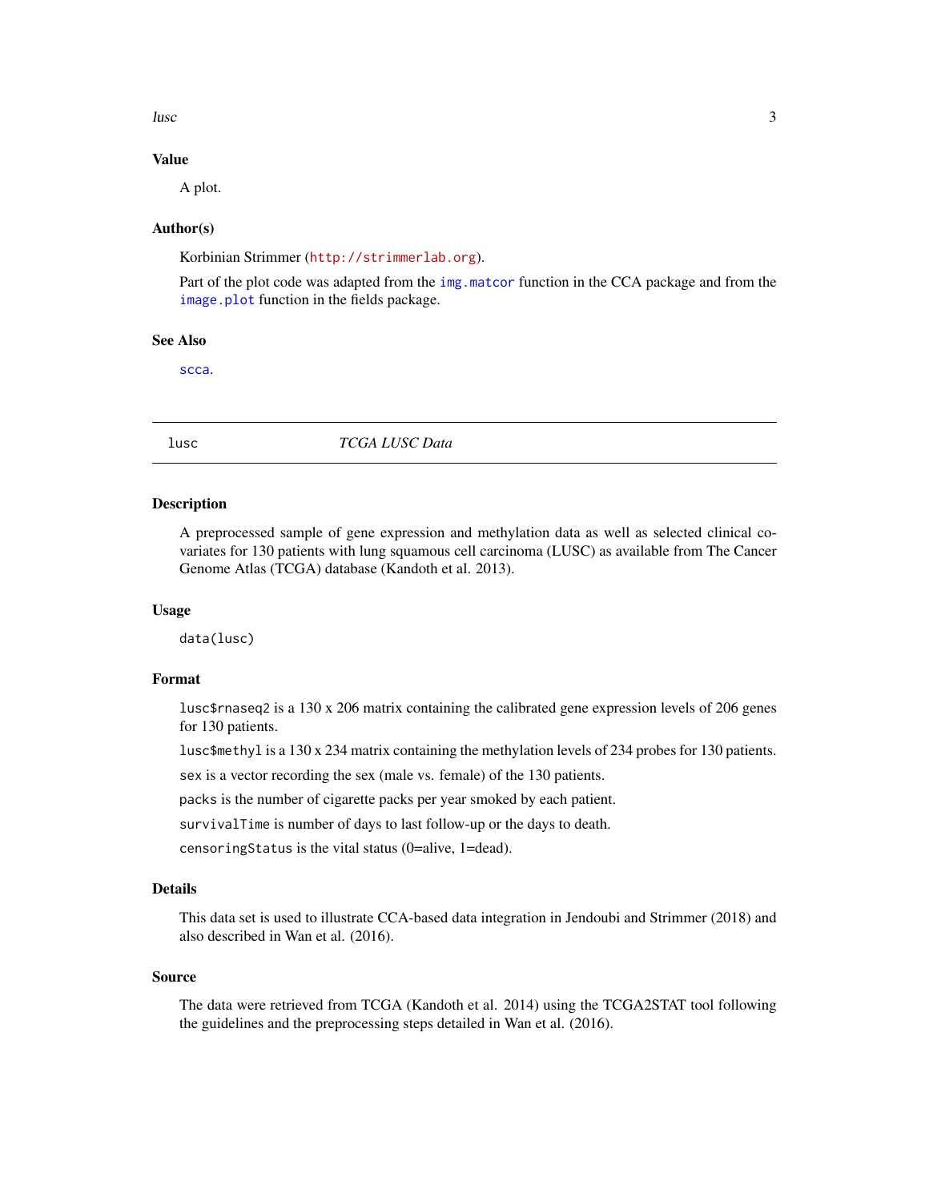## Value

A plot.

## Author(s)

Korbinian Strimmer (http://strimmerlab.org).

Part of the plot code was adapted from the `img.matcor` function in the CCA package and from the `image.plot` function in the fields package.

## See Also

`scca`.

---

# lusc — *TCGA LUSC Data*

---

## Description

A preprocessed sample of gene expression and methylation data as well as selected clinical covariates for 130 patients with lung squamous cell carcinoma (LUSC) as available from The Cancer Genome Atlas (TCGA) database (Kandoth et al. 2013).

## Usage

```
data(lusc)
```

## Format

`lusc$rnaseq2` is a 130 x 206 matrix containing the calibrated gene expression levels of 206 genes for 130 patients.

`lusc$methyl` is a 130 x 234 matrix containing the methylation levels of 234 probes for 130 patients.

`sex` is a vector recording the sex (male vs. female) of the 130 patients.

`packs` is the number of cigarette packs per year smoked by each patient.

`survivalTime` is number of days to last follow-up or the days to death.

`censoringStatus` is the vital status (0=alive, 1=dead).

## Details

This data set is used to illustrate CCA-based data integration in Jendoubi and Strimmer (2018) and also described in Wan et al. (2016).

## Source

The data were retrieved from TCGA (Kandoth et al. 2014) using the TCGA2STAT tool following the guidelines and the preprocessing steps detailed in Wan et al. (2016).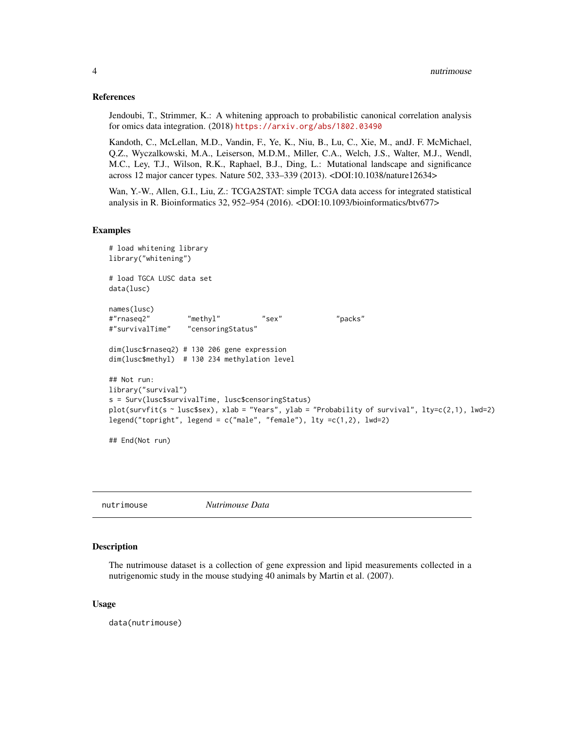### References

Jendoubi, T., Strimmer, K.: A whitening approach to probabilistic canonical correlation analysis for omics data integration. (2018) https://arxiv.org/abs/1802.03490

Kandoth, C., McLellan, M.D., Vandin, F., Ye, K., Niu, B., Lu, C., Xie, M., andJ. F. McMichael, Q.Z., Wyczalkowski, M.A., Leiserson, M.D.M., Miller, C.A., Welch, J.S., Walter, M.J., Wendl, M.C., Ley, T.J., Wilson, R.K., Raphael, B.J., Ding, L.: Mutational landscape and significance across 12 major cancer types. Nature 502, 333–339 (2013). <DOI:10.1038/nature12634>

Wan, Y.-W., Allen, G.I., Liu, Z.: TCGA2STAT: simple TCGA data access for integrated statistical analysis in R. Bioinformatics 32, 952–954 (2016). <DOI:10.1093/bioinformatics/btv677>

### Examples

```
# load whitening library
library("whitening")

# load TGCA LUSC data set
data(lusc)

names(lusc)
#"rnaseq2"         "methyl"          "sex"             "packs"
#"survivalTime"    "censoringStatus"

dim(lusc$rnaseq2) # 130 206 gene expression
dim(lusc$methyl)  # 130 234 methylation level

## Not run:
library("survival")
s = Surv(lusc$survivalTime, lusc$censoringStatus)
plot(survfit(s ~ lusc$sex), xlab = "Years", ylab = "Probability of survival", lty=c(2,1), lwd=2)
legend("topright", legend = c("male", "female"), lty =c(1,2), lwd=2)

## End(Not run)
```

---

## nutrimouse *Nutrimouse Data*

### Description

The nutrimouse dataset is a collection of gene expression and lipid measurements collected in a nutrigenomic study in the mouse studying 40 animals by Martin et al. (2007).

### Usage

```
data(nutrimouse)
```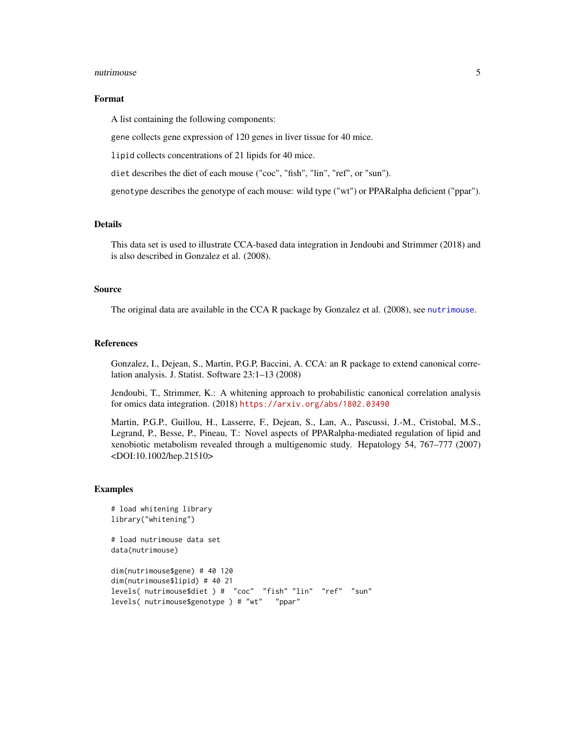### Format

A list containing the following components:

`gene` collects gene expression of 120 genes in liver tissue for 40 mice.

`lipid` collects concentrations of 21 lipids for 40 mice.

`diet` describes the diet of each mouse ("coc", "fish", "lin", "ref", or "sun").

`genotype` describes the genotype of each mouse: wild type ("wt") or PPARalpha deficient ("ppar").

### Details

This data set is used to illustrate CCA-based data integration in Jendoubi and Strimmer (2018) and is also described in Gonzalez et al. (2008).

### Source

The original data are available in the CCA R package by Gonzalez et al. (2008), see `nutrimouse`.

### References

Gonzalez, I., Dejean, S., Martin, P.G.P, Baccini, A. CCA: an R package to extend canonical correlation analysis. J. Statist. Software 23:1–13 (2008)

Jendoubi, T., Strimmer, K.: A whitening approach to probabilistic canonical correlation analysis for omics data integration. (2018) https://arxiv.org/abs/1802.03490

Martin, P.G.P., Guillou, H., Lasserre, F., Dejean, S., Lan, A., Pascussi, J.-M., Cristobal, M.S., Legrand, P., Besse, P., Pineau, T.: Novel aspects of PPARalpha-mediated regulation of lipid and xenobiotic metabolism revealed through a multigenomic study. Hepatology 54, 767–777 (2007) <DOI:10.1002/hep.21510>

### Examples

```
# load whitening library
library("whitening")

# load nutrimouse data set
data(nutrimouse)

dim(nutrimouse$gene) # 40 120
dim(nutrimouse$lipid) # 40 21
levels( nutrimouse$diet ) #  "coc"  "fish" "lin"  "ref"  "sun"
levels( nutrimouse$genotype ) # "wt"   "ppar"
```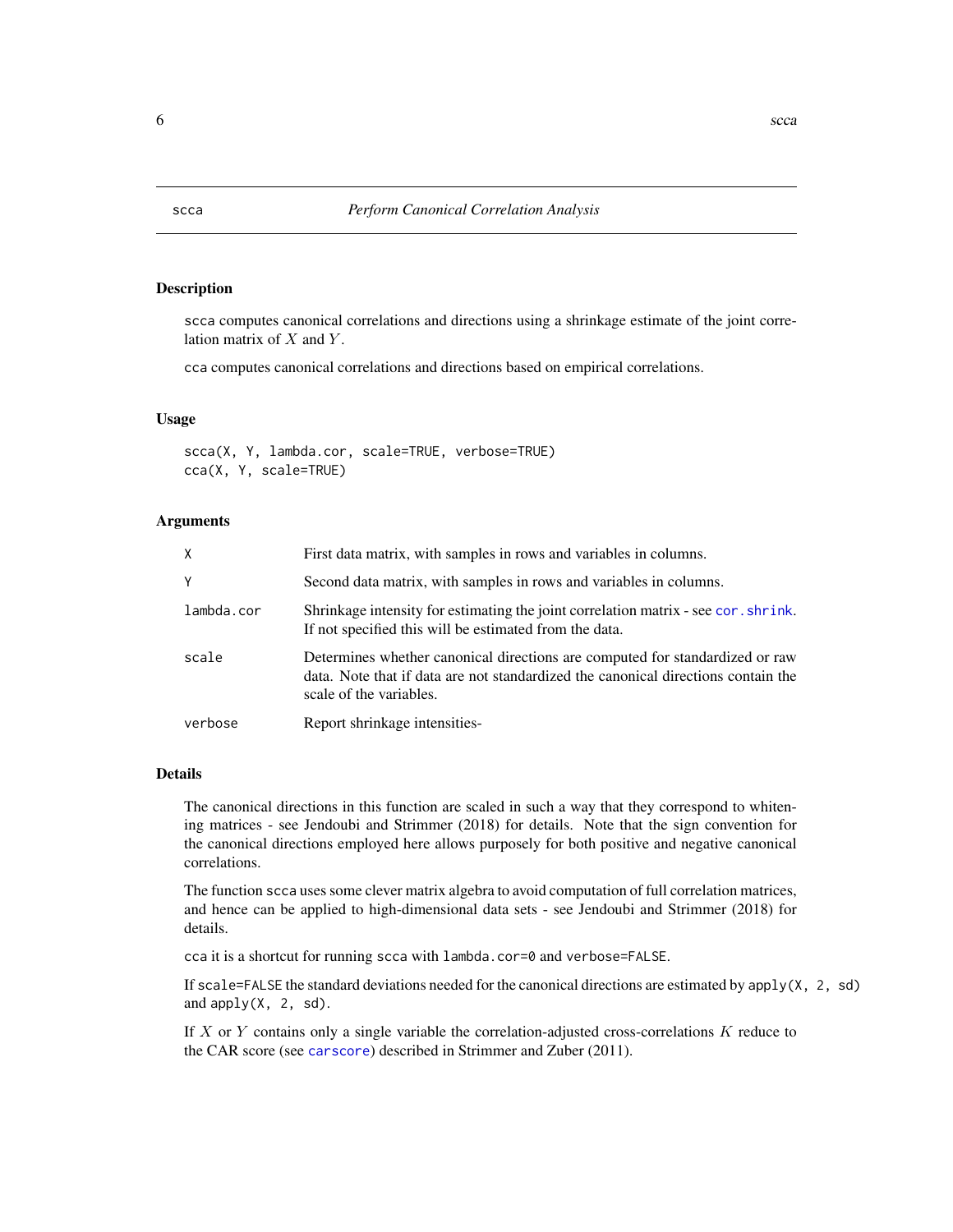`scca` — *Perform Canonical Correlation Analysis*

## Description

scca computes canonical correlations and directions using a shrinkage estimate of the joint correlation matrix of $X$ and $Y$.

cca computes canonical correlations and directions based on empirical correlations.

## Usage

```
scca(X, Y, lambda.cor, scale=TRUE, verbose=TRUE)
cca(X, Y, scale=TRUE)
```

## Arguments

| | |
|---|---|
| X | First data matrix, with samples in rows and variables in columns. |
| Y | Second data matrix, with samples in rows and variables in columns. |
| lambda.cor | Shrinkage intensity for estimating the joint correlation matrix - see cor.shrink. If not specified this will be estimated from the data. |
| scale | Determines whether canonical directions are computed for standardized or raw data. Note that if data are not standardized the canonical directions contain the scale of the variables. |
| verbose | Report shrinkage intensities- |

## Details

The canonical directions in this function are scaled in such a way that they correspond to whitening matrices - see Jendoubi and Strimmer (2018) for details. Note that the sign convention for the canonical directions employed here allows purposely for both positive and negative canonical correlations.

The function scca uses some clever matrix algebra to avoid computation of full correlation matrices, and hence can be applied to high-dimensional data sets - see Jendoubi and Strimmer (2018) for details.

cca it is a shortcut for running scca with lambda.cor=0 and verbose=FALSE.

If scale=FALSE the standard deviations needed for the canonical directions are estimated by apply(X, 2, sd) and apply(X, 2, sd).

If $X$ or $Y$ contains only a single variable the correlation-adjusted cross-correlations $K$ reduce to the CAR score (see carscore) described in Strimmer and Zuber (2011).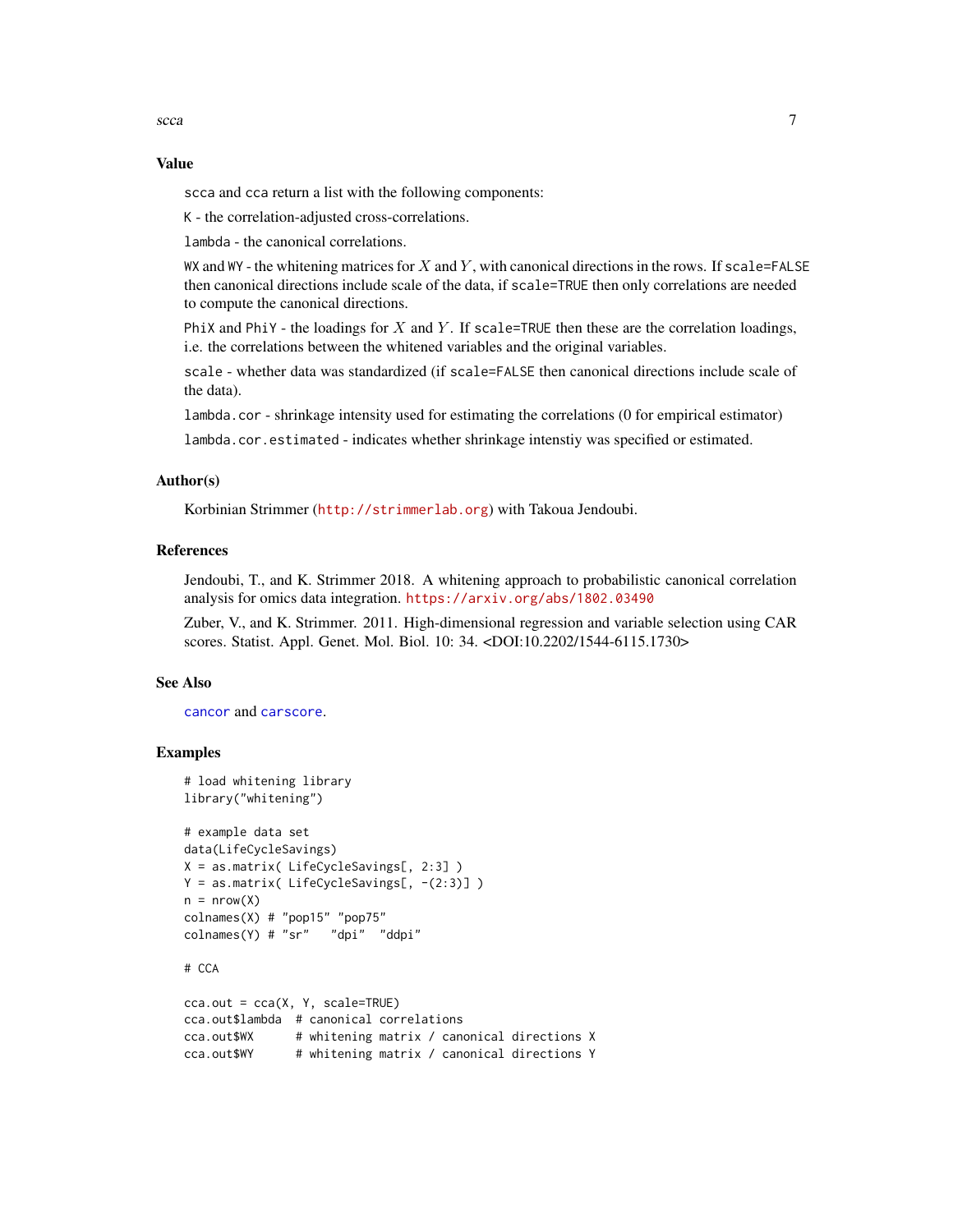## Value

`scca` and `cca` return a list with the following components:

`K` - the correlation-adjusted cross-correlations.

`lambda` - the canonical correlations.

`WX` and `WY` - the whitening matrices for $X$ and $Y$, with canonical directions in the rows. If `scale=FALSE` then canonical directions include scale of the data, if `scale=TRUE` then only correlations are needed to compute the canonical directions.

`PhiX` and `PhiY` - the loadings for $X$ and $Y$. If `scale=TRUE` then these are the correlation loadings, i.e. the correlations between the whitened variables and the original variables.

`scale` - whether data was standardized (if `scale=FALSE` then canonical directions include scale of the data).

`lambda.cor` - shrinkage intensity used for estimating the correlations (0 for empirical estimator)

`lambda.cor.estimated` - indicates whether shrinkage intenstiy was specified or estimated.

## Author(s)

Korbinian Strimmer (http://strimmerlab.org) with Takoua Jendoubi.

## References

Jendoubi, T., and K. Strimmer 2018. A whitening approach to probabilistic canonical correlation analysis for omics data integration. https://arxiv.org/abs/1802.03490

Zuber, V., and K. Strimmer. 2011. High-dimensional regression and variable selection using CAR scores. Statist. Appl. Genet. Mol. Biol. 10: 34. <DOI:10.2202/1544-6115.1730>

## See Also

`cancor` and `carscore`.

## Examples

```
# load whitening library
library("whitening")

# example data set
data(LifeCycleSavings)
X = as.matrix( LifeCycleSavings[, 2:3] )
Y = as.matrix( LifeCycleSavings[, -(2:3)] )
n = nrow(X)
colnames(X) # "pop15" "pop75"
colnames(Y) # "sr"   "dpi"  "ddpi"

# CCA

cca.out = cca(X, Y, scale=TRUE)
cca.out$lambda  # canonical correlations
cca.out$WX      # whitening matrix / canonical directions X
cca.out$WY      # whitening matrix / canonical directions Y
```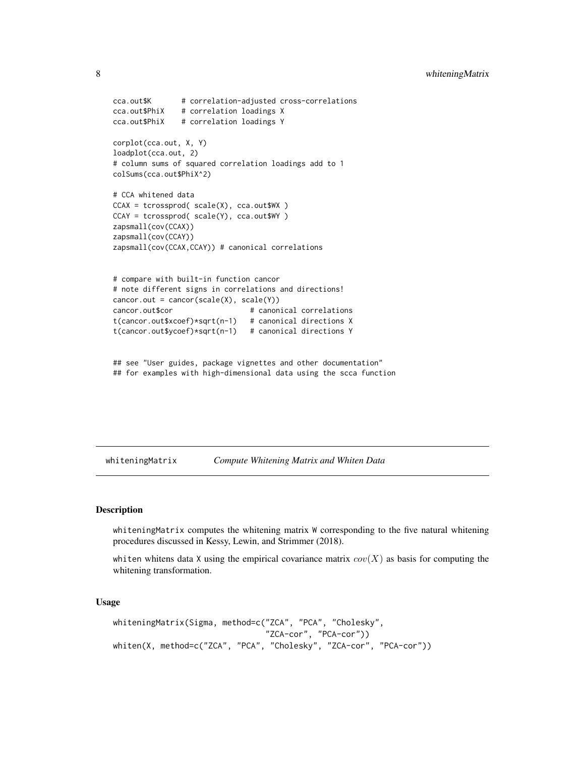```
cca.out$K       # correlation-adjusted cross-correlations
cca.out$PhiX    # correlation loadings X
cca.out$PhiX    # correlation loadings Y

corplot(cca.out, X, Y)
loadplot(cca.out, 2)
# column sums of squared correlation loadings add to 1
colSums(cca.out$PhiX^2)

# CCA whitened data
CCAX = tcrossprod( scale(X), cca.out$WX )
CCAY = tcrossprod( scale(Y), cca.out$WY )
zapsmall(cov(CCAX))
zapsmall(cov(CCAY))
zapsmall(cov(CCAX,CCAY)) # canonical correlations


# compare with built-in function cancor
# note different signs in correlations and directions!
cancor.out = cancor(scale(X), scale(Y))
cancor.out$cor                  # canonical correlations
t(cancor.out$xcoef)*sqrt(n-1)   # canonical directions X
t(cancor.out$ycoef)*sqrt(n-1)   # canonical directions Y


## see "User guides, package vignettes and other documentation"
## for examples with high-dimensional data using the scca function
```

---

## whiteningMatrix — *Compute Whitening Matrix and Whiten Data*

### Description

`whiteningMatrix` computes the whitening matrix `W` corresponding to the five natural whitening procedures discussed in Kessy, Lewin, and Strimmer (2018).

`whiten` whitens data `X` using the empirical covariance matrix $cov(X)$ as basis for computing the whitening transformation.

### Usage

```
whiteningMatrix(Sigma, method=c("ZCA", "PCA", "Cholesky",
                                "ZCA-cor", "PCA-cor"))
whiten(X, method=c("ZCA", "PCA", "Cholesky", "ZCA-cor", "PCA-cor"))
```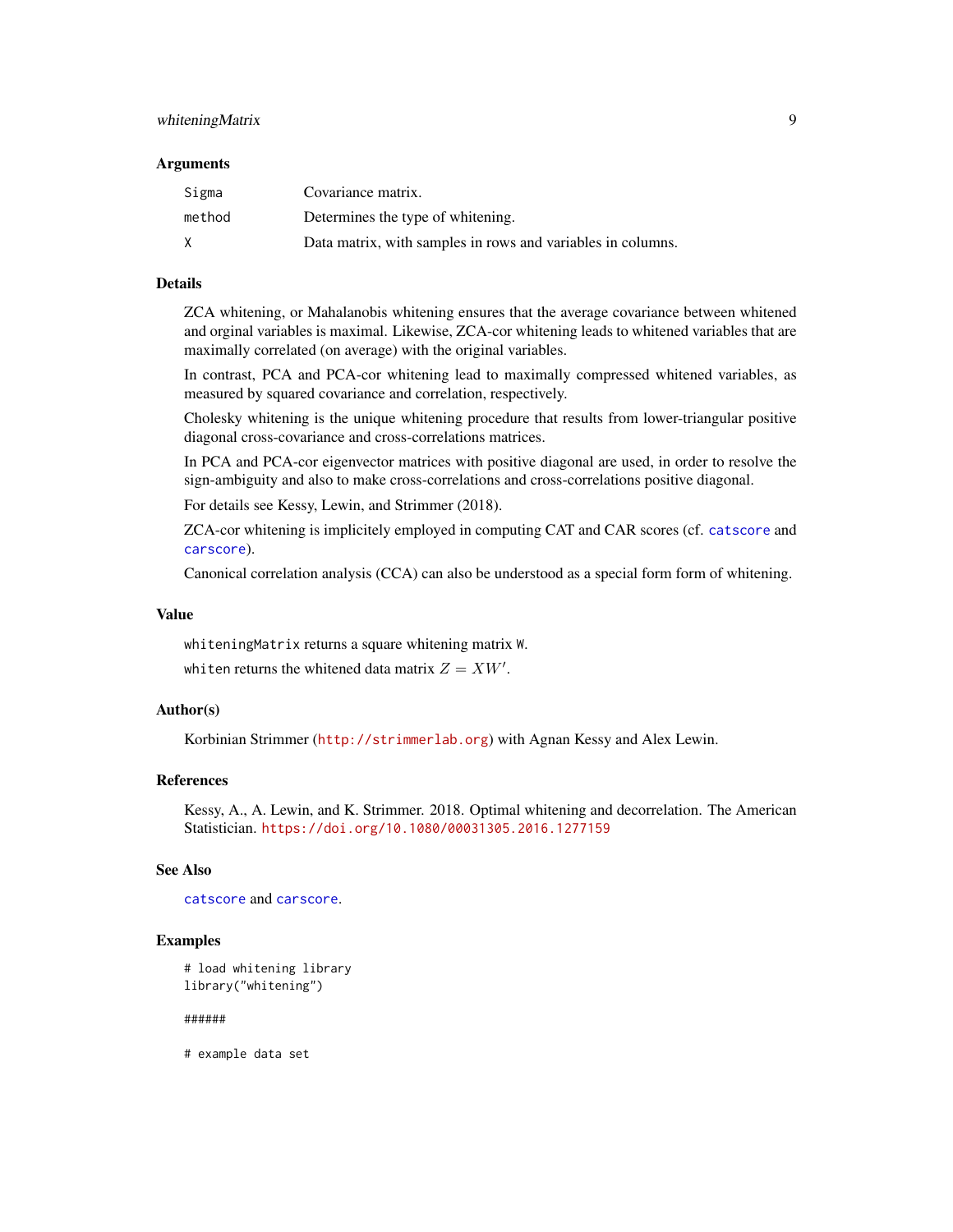### Arguments

| | |
|---|---|
| `Sigma` | Covariance matrix. |
| `method` | Determines the type of whitening. |
| `X` | Data matrix, with samples in rows and variables in columns. |

### Details

ZCA whitening, or Mahalanobis whitening ensures that the average covariance between whitened and orginal variables is maximal. Likewise, ZCA-cor whitening leads to whitened variables that are maximally correlated (on average) with the original variables.

In contrast, PCA and PCA-cor whitening lead to maximally compressed whitened variables, as measured by squared covariance and correlation, respectively.

Cholesky whitening is the unique whitening procedure that results from lower-triangular positive diagonal cross-covariance and cross-correlations matrices.

In PCA and PCA-cor eigenvector matrices with positive diagonal are used, in order to resolve the sign-ambiguity and also to make cross-correlations and cross-correlations positive diagonal.

For details see Kessy, Lewin, and Strimmer (2018).

ZCA-cor whitening is implicitely employed in computing CAT and CAR scores (cf. `catscore` and `carscore`).

Canonical correlation analysis (CCA) can also be understood as a special form form of whitening.

### Value

`whiteningMatrix` returns a square whitening matrix `W`.

`whiten` returns the whitened data matrix $Z = XW'$.

### Author(s)

Korbinian Strimmer (http://strimmerlab.org) with Agnan Kessy and Alex Lewin.

### References

Kessy, A., A. Lewin, and K. Strimmer. 2018. Optimal whitening and decorrelation. The American Statistician. https://doi.org/10.1080/00031305.2016.1277159

### See Also

`catscore` and `carscore`.

### Examples

```
# load whitening library
library("whitening")

######

# example data set
```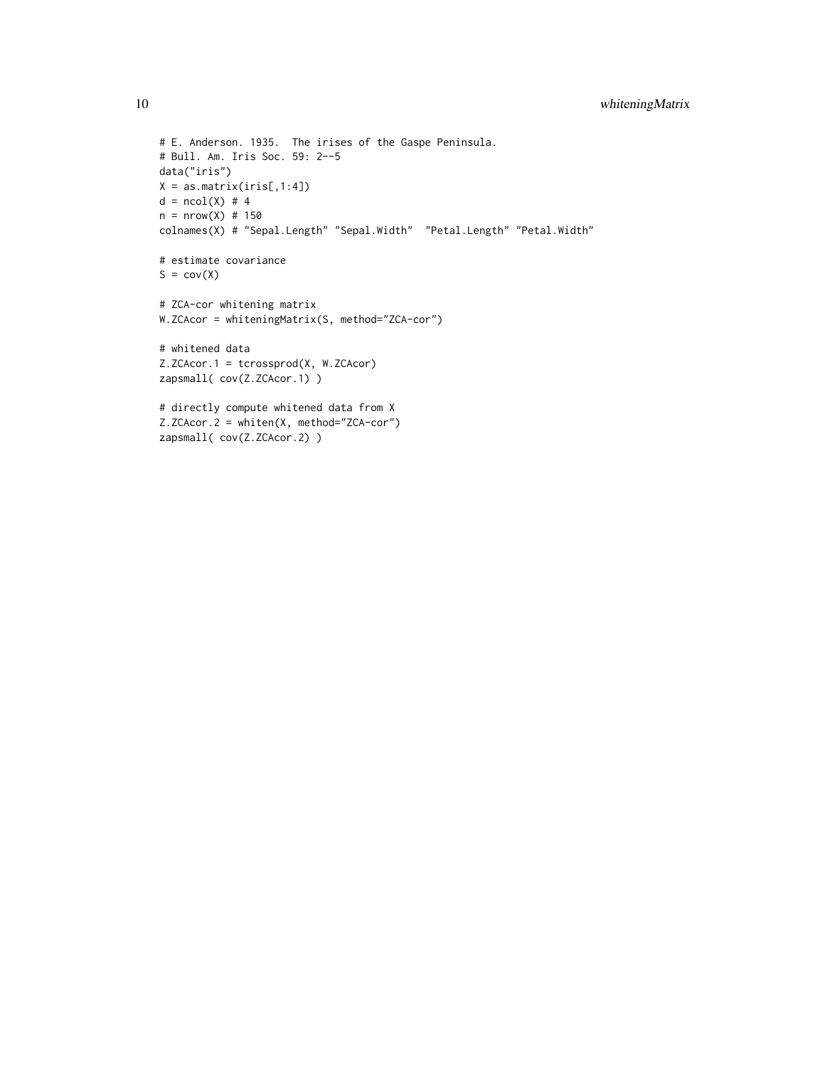```
# E. Anderson. 1935.  The irises of the Gaspe Peninsula.
# Bull. Am. Iris Soc. 59: 2--5
data("iris")
X = as.matrix(iris[,1:4])
d = ncol(X) # 4
n = nrow(X) # 150
colnames(X) # "Sepal.Length" "Sepal.Width"  "Petal.Length" "Petal.Width"

# estimate covariance
S = cov(X)

# ZCA-cor whitening matrix
W.ZCAcor = whiteningMatrix(S, method="ZCA-cor")

# whitened data
Z.ZCAcor.1 = tcrossprod(X, W.ZCAcor)
zapsmall( cov(Z.ZCAcor.1) )

# directly compute whitened data from X
Z.ZCAcor.2 = whiten(X, method="ZCA-cor")
zapsmall( cov(Z.ZCAcor.2) )
```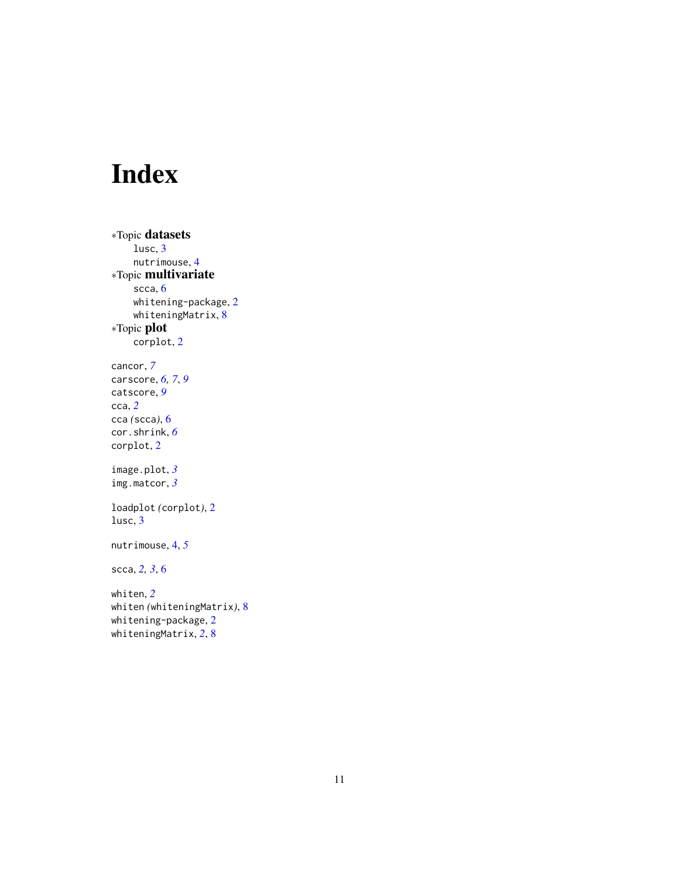# Index

*Topic **datasets**
  lusc, 3
  nutrimouse, 4
*Topic **multivariate**
  scca, 6
  whitening-package, 2
  whiteningMatrix, 8
*Topic **plot**
  corplot, 2

cancor, *7*
carscore, *6, 7*, *9*
catscore, *9*
cca, *2*
cca *(*scca*)*, 6
cor.shrink, *6*
corplot, 2

image.plot, *3*
img.matcor, *3*

loadplot *(*corplot*)*, 2
lusc, 3

nutrimouse, 4, *5*

scca, *2, 3*, 6

whiten, *2*
whiten *(*whiteningMatrix*)*, 8
whitening-package, 2
whiteningMatrix, *2*, 8